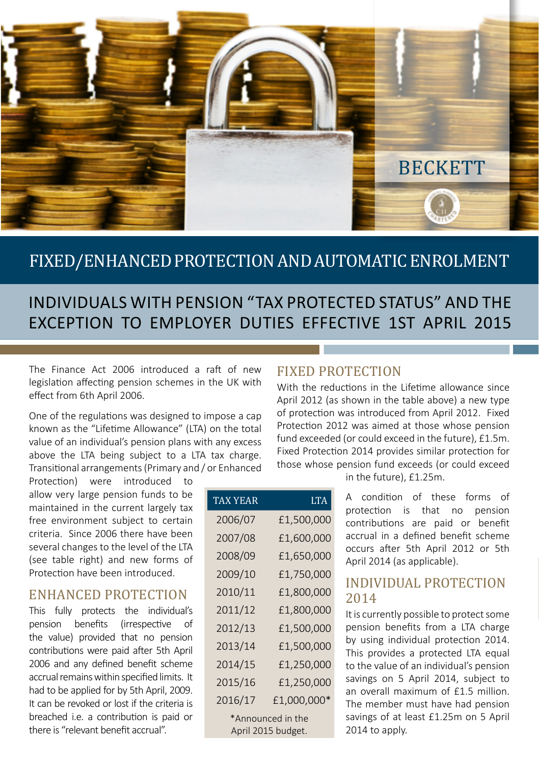BECKETT

# FIXED/ENHANCED PROTECTION AND AUTOMATIC ENROLMENT

## INDIVIDUALS WITH PENSION "TAX PROTECTED STATUS" AND THE EXCEPTION TO EMPLOYER DUTIES EFFECTIVE 1ST APRIL 2015

The Finance Act 2006 introduced a raft of new legislation affecting pension schemes in the UK with effect from 6th April 2006.

One of the regulations was designed to impose a cap known as the "Lifetime Allowance" (LTA) on the total value of an individual's pension plans with any excess above the LTA being subject to a LTA tax charge. Transitional arrangements (Primary and / or Enhanced Protection) were introduced to allow very large pension funds to be maintained in the current largely tax free environment subject to certain criteria. Since 2006 there have been several changes to the level of the LTA (see table right) and new forms of Protection have been introduced.

| TAX YEAR | LTA |
|---|---|
| 2006/07 | £1,500,000 |
| 2007/08 | £1,600,000 |
| 2008/09 | £1,650,000 |
| 2009/10 | £1,750,000 |
| 2010/11 | £1,800,000 |
| 2011/12 | £1,800,000 |
| 2012/13 | £1,500,000 |
| 2013/14 | £1,500,000 |
| 2014/15 | £1,250,000 |
| 2015/16 | £1,250,000 |
| 2016/17 | £1,000,000* |

*Announced in the April 2015 budget.

### ENHANCED PROTECTION

This fully protects the individual's pension benefits (irrespective of the value) provided that no pension contributions were paid after 5th April 2006 and any defined benefit scheme accrual remains within specified limits. It had to be applied for by 5th April, 2009. It can be revoked or lost if the criteria is breached i.e. a contribution is paid or there is "relevant benefit accrual".

### FIXED PROTECTION

With the reductions in the Lifetime allowance since April 2012 (as shown in the table above) a new type of protection was introduced from April 2012. Fixed Protection 2012 was aimed at those whose pension fund exceeded (or could exceed in the future), £1.5m. Fixed Protection 2014 provides similar protection for those whose pension fund exceeds (or could exceed in the future), £1.25m.

A condition of these forms of protection is that no pension contributions are paid or benefit accrual in a defined benefit scheme occurs after 5th April 2012 or 5th April 2014 (as applicable).

### INDIVIDUAL PROTECTION 2014

It is currently possible to protect some pension benefits from a LTA charge by using individual protection 2014. This provides a protected LTA equal to the value of an individual's pension savings on 5 April 2014, subject to an overall maximum of £1.5 million. The member must have had pension savings of at least £1.25m on 5 April 2014 to apply.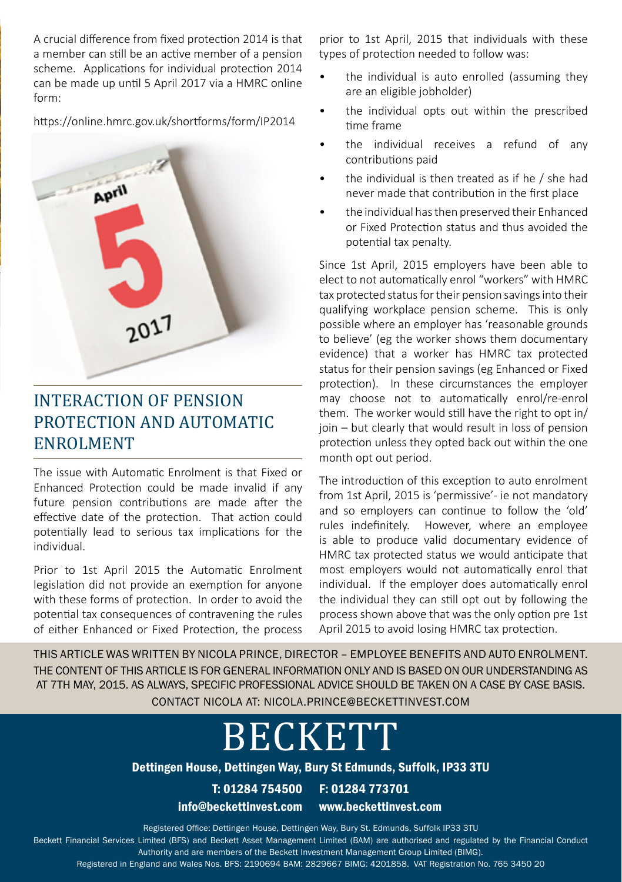A crucial difference from fixed protection 2014 is that a member can still be an active member of a pension scheme. Applications for individual protection 2014 can be made up until 5 April 2017 via a HMRC online form:

https://online.hmrc.gov.uk/shortforms/form/IP2014

## INTERACTION OF PENSION PROTECTION AND AUTOMATIC ENROLMENT

The issue with Automatic Enrolment is that Fixed or Enhanced Protection could be made invalid if any future pension contributions are made after the effective date of the protection. That action could potentially lead to serious tax implications for the individual.

Prior to 1st April 2015 the Automatic Enrolment legislation did not provide an exemption for anyone with these forms of protection. In order to avoid the potential tax consequences of contravening the rules of either Enhanced or Fixed Protection, the process prior to 1st April, 2015 that individuals with these types of protection needed to follow was:

- the individual is auto enrolled (assuming they are an eligible jobholder)
- the individual opts out within the prescribed time frame
- the individual receives a refund of any contributions paid
- the individual is then treated as if he / she had never made that contribution in the first place
- the individual has then preserved their Enhanced or Fixed Protection status and thus avoided the potential tax penalty.

Since 1st April, 2015 employers have been able to elect to not automatically enrol "workers" with HMRC tax protected status for their pension savings into their qualifying workplace pension scheme. This is only possible where an employer has 'reasonable grounds to believe' (eg the worker shows them documentary evidence) that a worker has HMRC tax protected status for their pension savings (eg Enhanced or Fixed protection). In these circumstances the employer may choose not to automatically enrol/re-enrol them. The worker would still have the right to opt in/ join – but clearly that would result in loss of pension protection unless they opted back out within the one month opt out period.

The introduction of this exception to auto enrolment from 1st April, 2015 is 'permissive'- ie not mandatory and so employers can continue to follow the 'old' rules indefinitely. However, where an employee is able to produce valid documentary evidence of HMRC tax protected status we would anticipate that most employers would not automatically enrol that individual. If the employer does automatically enrol the individual they can still opt out by following the process shown above that was the only option pre 1st April 2015 to avoid losing HMRC tax protection.

THIS ARTICLE WAS WRITTEN BY NICOLA PRINCE, DIRECTOR – EMPLOYEE BENEFITS AND AUTO ENROLMENT. THE CONTENT OF THIS ARTICLE IS FOR GENERAL INFORMATION ONLY AND IS BASED ON OUR UNDERSTANDING AS AT 7TH MAY, 2015. AS ALWAYS, SPECIFIC PROFESSIONAL ADVICE SHOULD BE TAKEN ON A CASE BY CASE BASIS.
CONTACT NICOLA AT: NICOLA.PRINCE@BECKETTINVEST.COM

# BECKETT

**Dettingen House, Dettingen Way, Bury St Edmunds, Suffolk, IP33 3TU**

**T: 01284 754500 F: 01284 773701**

**info@beckettinvest.com www.beckettinvest.com**

Registered Office: Dettingen House, Dettingen Way, Bury St. Edmunds, Suffolk IP33 3TU
Beckett Financial Services Limited (BFS) and Beckett Asset Management Limited (BAM) are authorised and regulated by the Financial Conduct Authority and are members of the Beckett Investment Management Group Limited (BIMG).
Registered in England and Wales Nos. BFS: 2190694 BAM: 2829667 BIMG: 4201858. VAT Registration No. 765 3450 20